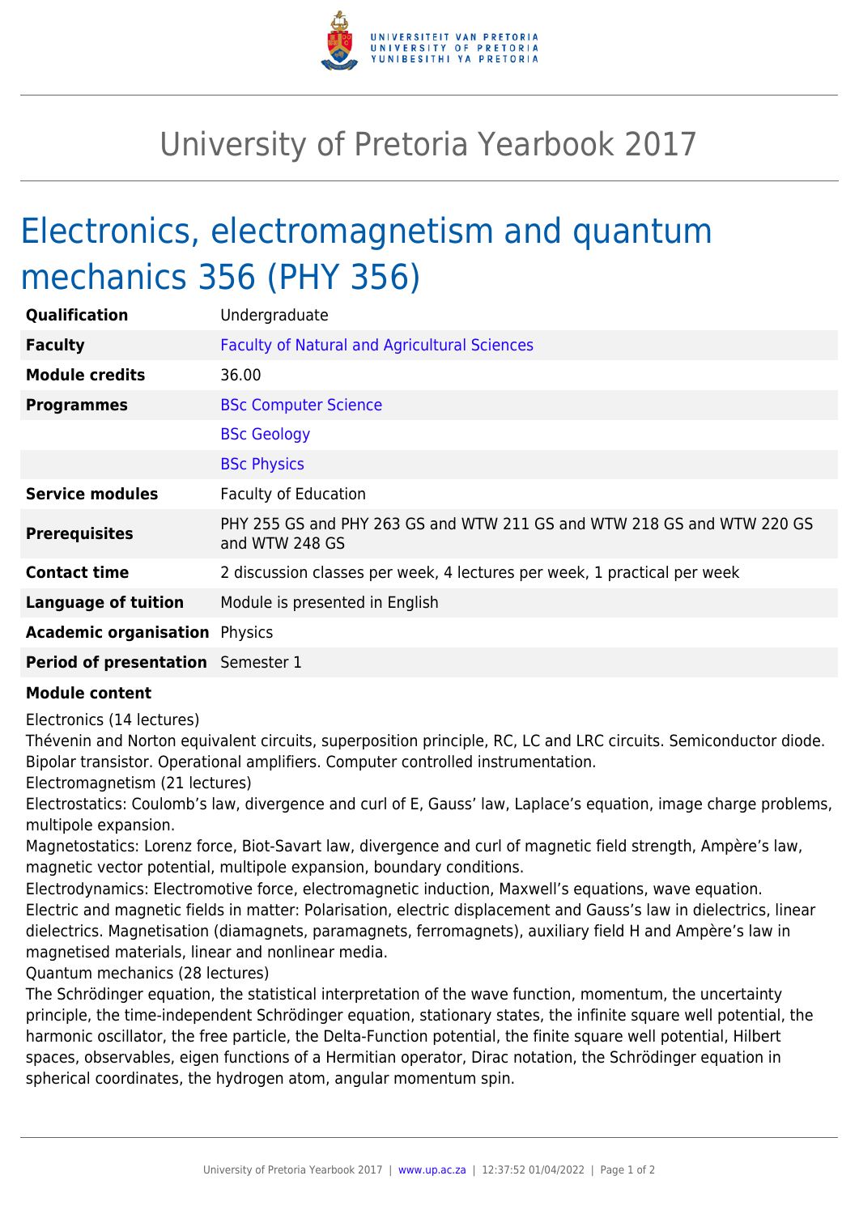# University of Pretoria Yearbook 2017

## Electronics, electromagnetism and quantum mechanics 356 (PHY 356)

| | |
|---|---|
| **Qualification** | Undergraduate |
| **Faculty** | Faculty of Natural and Agricultural Sciences |
| **Module credits** | 36.00 |
| **Programmes** | BSc Computer Science |
| | BSc Geology |
| | BSc Physics |
| **Service modules** | Faculty of Education |
| **Prerequisites** | PHY 255 GS and PHY 263 GS and WTW 211 GS and WTW 218 GS and WTW 220 GS and WTW 248 GS |
| **Contact time** | 2 discussion classes per week, 4 lectures per week, 1 practical per week |
| **Language of tuition** | Module is presented in English |
| **Academic organisation** | Physics |
| **Period of presentation** | Semester 1 |

**Module content**

Electronics (14 lectures)

Thévenin and Norton equivalent circuits, superposition principle, RC, LC and LRC circuits. Semiconductor diode. Bipolar transistor. Operational amplifiers. Computer controlled instrumentation.

Electromagnetism (21 lectures)

Electrostatics: Coulomb's law, divergence and curl of E, Gauss' law, Laplace's equation, image charge problems, multipole expansion.

Magnetostatics: Lorenz force, Biot-Savart law, divergence and curl of magnetic field strength, Ampère's law, magnetic vector potential, multipole expansion, boundary conditions.

Electrodynamics: Electromotive force, electromagnetic induction, Maxwell's equations, wave equation.

Electric and magnetic fields in matter: Polarisation, electric displacement and Gauss's law in dielectrics, linear dielectrics. Magnetisation (diamagnets, paramagnets, ferromagnets), auxiliary field H and Ampère's law in magnetised materials, linear and nonlinear media.

Quantum mechanics (28 lectures)

The Schrödinger equation, the statistical interpretation of the wave function, momentum, the uncertainty principle, the time-independent Schrödinger equation, stationary states, the infinite square well potential, the harmonic oscillator, the free particle, the Delta-Function potential, the finite square well potential, Hilbert spaces, observables, eigen functions of a Hermitian operator, Dirac notation, the Schrödinger equation in spherical coordinates, the hydrogen atom, angular momentum spin.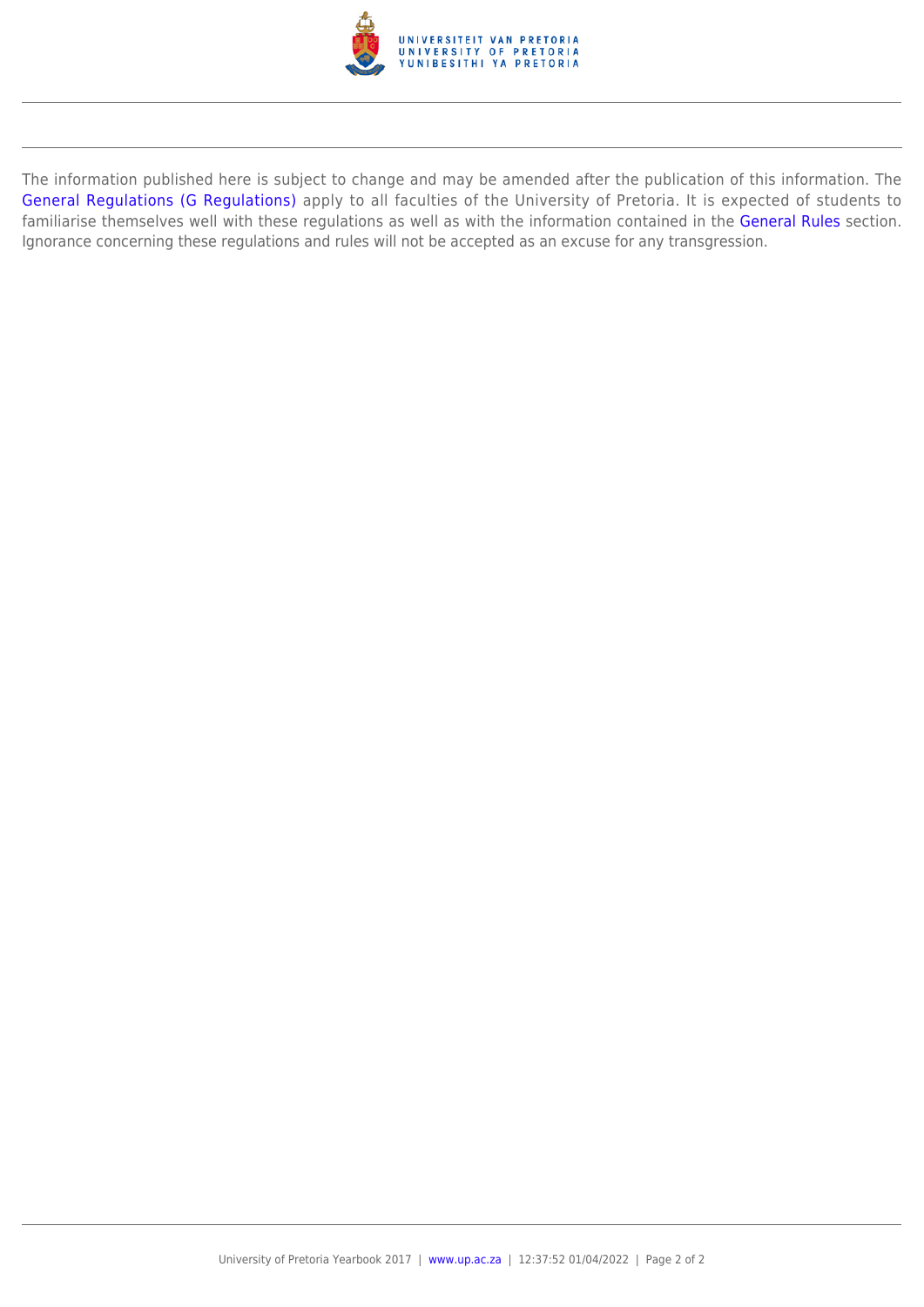The information published here is subject to change and may be amended after the publication of this information. The General Regulations (G Regulations) apply to all faculties of the University of Pretoria. It is expected of students to familiarise themselves well with these regulations as well as with the information contained in the General Rules section. Ignorance concerning these regulations and rules will not be accepted as an excuse for any transgression.